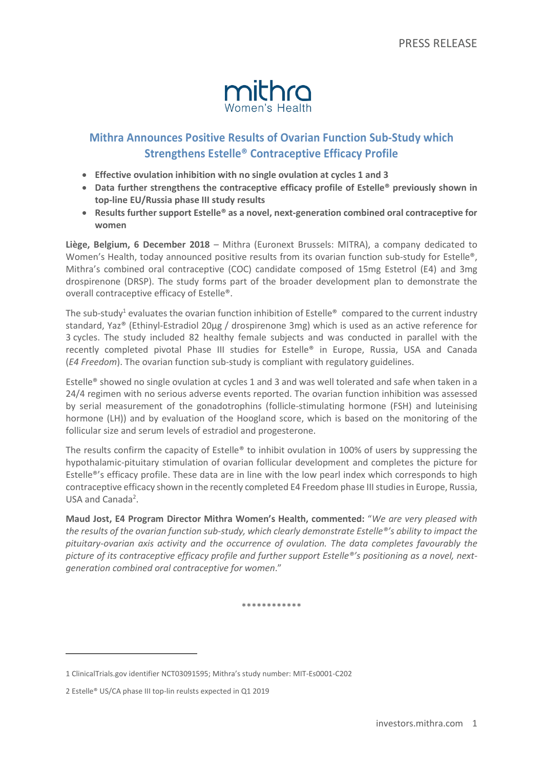PRESS RELEASE

mithra
Women's Health

## Mithra Announces Positive Results of Ovarian Function Sub-Study which Strengthens Estelle® Contraceptive Efficacy Profile

- **Effective ovulation inhibition with no single ovulation at cycles 1 and 3**
- **Data further strengthens the contraceptive efficacy profile of Estelle® previously shown in top-line EU/Russia phase III study results**
- **Results further support Estelle® as a novel, next-generation combined oral contraceptive for women**

**Liège, Belgium, 6 December 2018** – Mithra (Euronext Brussels: MITRA), a company dedicated to Women's Health, today announced positive results from its ovarian function sub-study for Estelle®, Mithra's combined oral contraceptive (COC) candidate composed of 15mg Estetrol (E4) and 3mg drospirenone (DRSP). The study forms part of the broader development plan to demonstrate the overall contraceptive efficacy of Estelle®.

The sub-study[1] evaluates the ovarian function inhibition of Estelle® compared to the current industry standard, Yaz® (Ethinyl-Estradiol 20µg / drospirenone 3mg) which is used as an active reference for 3 cycles. The study included 82 healthy female subjects and was conducted in parallel with the recently completed pivotal Phase III studies for Estelle® in Europe, Russia, USA and Canada (*E4 Freedom*). The ovarian function sub-study is compliant with regulatory guidelines.

Estelle® showed no single ovulation at cycles 1 and 3 and was well tolerated and safe when taken in a 24/4 regimen with no serious adverse events reported. The ovarian function inhibition was assessed by serial measurement of the gonadotrophins (follicle-stimulating hormone (FSH) and luteinising hormone (LH)) and by evaluation of the Hoogland score, which is based on the monitoring of the follicular size and serum levels of estradiol and progesterone.

The results confirm the capacity of Estelle® to inhibit ovulation in 100% of users by suppressing the hypothalamic-pituitary stimulation of ovarian follicular development and completes the picture for Estelle®'s efficacy profile. These data are in line with the low pearl index which corresponds to high contraceptive efficacy shown in the recently completed E4 Freedom phase III studies in Europe, Russia, USA and Canada[2].

**Maud Jost, E4 Program Director Mithra Women's Health, commented:** "*We are very pleased with the results of the ovarian function sub-study, which clearly demonstrate Estelle®'s ability to impact the pituitary-ovarian axis activity and the occurrence of ovulation. The data completes favourably the picture of its contraceptive efficacy profile and further support Estelle®'s positioning as a novel, next-generation combined oral contraceptive for women*."

************

1 ClinicalTrials.gov identifier NCT03091595; Mithra's study number: MIT-Es0001-C202

2 Estelle® US/CA phase III top-lin reulsts expected in Q1 2019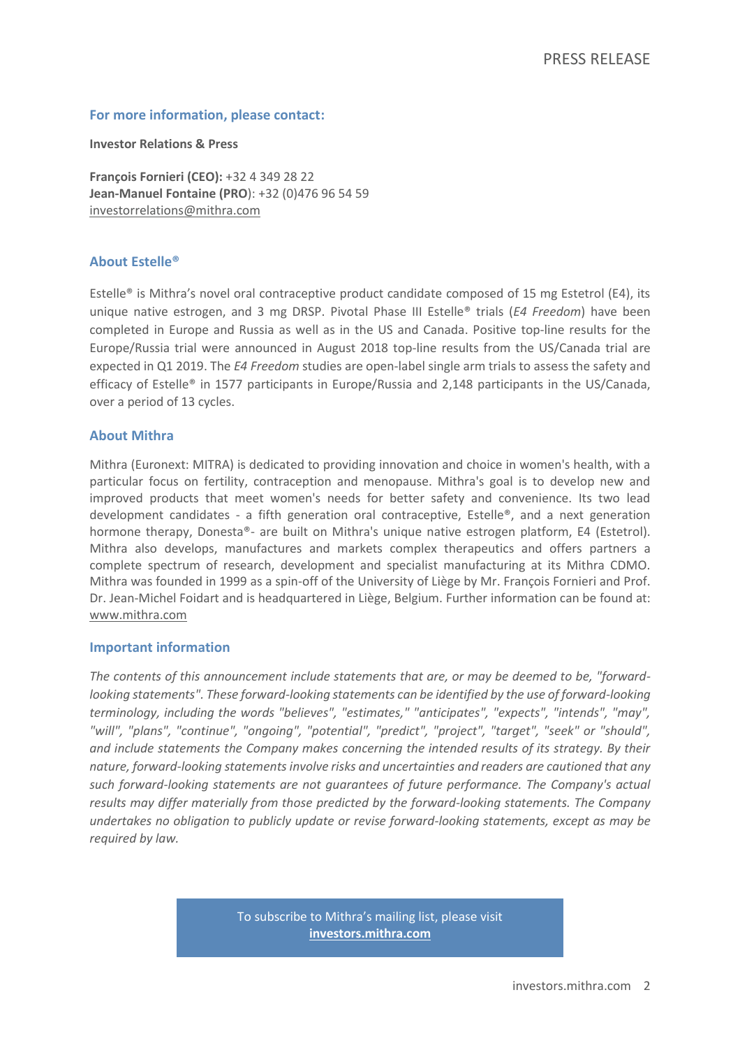### For more information, please contact:

**Investor Relations & Press**

**François Fornieri (CEO):** +32 4 349 28 22
**Jean-Manuel Fontaine (PRO)**: +32 (0)476 96 54 59
investorrelations@mithra.com

### About Estelle®

Estelle® is Mithra's novel oral contraceptive product candidate composed of 15 mg Estetrol (E4), its unique native estrogen, and 3 mg DRSP. Pivotal Phase III Estelle® trials (*E4 Freedom*) have been completed in Europe and Russia as well as in the US and Canada. Positive top-line results for the Europe/Russia trial were announced in August 2018 top-line results from the US/Canada trial are expected in Q1 2019. The *E4 Freedom* studies are open-label single arm trials to assess the safety and efficacy of Estelle® in 1577 participants in Europe/Russia and 2,148 participants in the US/Canada, over a period of 13 cycles.

### About Mithra

Mithra (Euronext: MITRA) is dedicated to providing innovation and choice in women's health, with a particular focus on fertility, contraception and menopause. Mithra's goal is to develop new and improved products that meet women's needs for better safety and convenience. Its two lead development candidates - a fifth generation oral contraceptive, Estelle®, and a next generation hormone therapy, Donesta®- are built on Mithra's unique native estrogen platform, E4 (Estetrol). Mithra also develops, manufactures and markets complex therapeutics and offers partners a complete spectrum of research, development and specialist manufacturing at its Mithra CDMO. Mithra was founded in 1999 as a spin-off of the University of Liège by Mr. François Fornieri and Prof. Dr. Jean-Michel Foidart and is headquartered in Liège, Belgium. Further information can be found at: www.mithra.com

### Important information

*The contents of this announcement include statements that are, or may be deemed to be, "forward-looking statements". These forward-looking statements can be identified by the use of forward-looking terminology, including the words "believes", "estimates," "anticipates", "expects", "intends", "may", "will", "plans", "continue", "ongoing", "potential", "predict", "project", "target", "seek" or "should", and include statements the Company makes concerning the intended results of its strategy. By their nature, forward-looking statements involve risks and uncertainties and readers are cautioned that any such forward-looking statements are not guarantees of future performance. The Company's actual results may differ materially from those predicted by the forward-looking statements. The Company undertakes no obligation to publicly update or revise forward-looking statements, except as may be required by law.*

To subscribe to Mithra's mailing list, please visit
**investors.mithra.com**